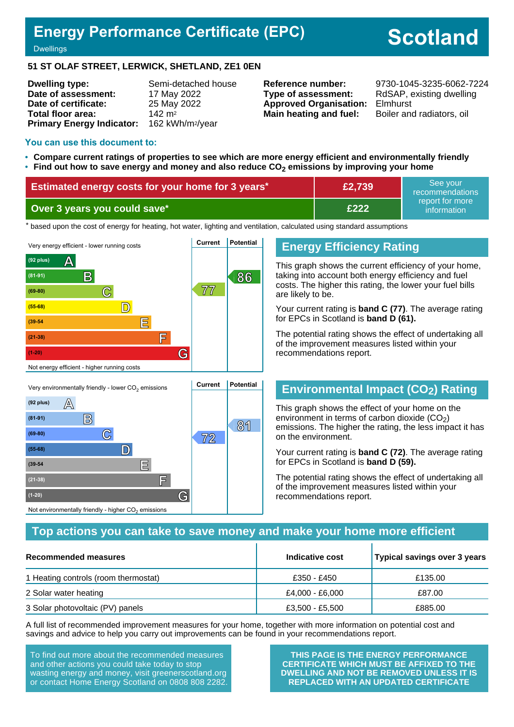# Energy Performance Certificate (EPC)

Dwellings

# Scotland

**51 ST OLAF STREET, LERWICK, SHETLAND, ZE1 0EN**

| | | | |
|---|---|---|---|
| **Dwelling type:** | Semi-detached house | **Reference number:** | 9730-1045-3235-6062-7224 |
| **Date of assessment:** | 17 May 2022 | **Type of assessment:** | RdSAP, existing dwelling |
| **Date of certificate:** | 25 May 2022 | **Approved Organisation:** | Elmhurst |
| **Total floor area:** | 142 m² | **Main heating and fuel:** | Boiler and radiators, oil |
| **Primary Energy Indicator:** | 162 kWh/m²/year | | |

## You can use this document to:

- **Compare current ratings of properties to see which are more energy efficient and environmentally friendly**
- **Find out how to save energy and money and also reduce $CO_2$ emissions by improving your home**

| | | |
|---|---|---|
| **Estimated energy costs for your home for 3 years*** | **£2,739** | See your recommendations report for more information |
| **Over 3 years you could save*** | **£222** | |

\* based upon the cost of energy for heating, hot water, lighting and ventilation, calculated using standard assumptions

| | Current | Potential |
|---|---|---|
| Very energy efficient - lower running costs | | |
| (92 plus) A | | |
| (81-91) B | | 86 |
| (69-80) C | 77 | |
| (55-68) D | | |
| (39-54) E | | |
| (21-38) F | | |
| (1-20) G | | |
| Not energy efficient - higher running costs | | |

## Energy Efficiency Rating

This graph shows the current efficiency of your home, taking into account both energy efficiency and fuel costs. The higher this rating, the lower your fuel bills are likely to be.

Your current rating is **band C (77)**. The average rating for EPCs in Scotland is **band D (61).**

The potential rating shows the effect of undertaking all of the improvement measures listed within your recommendations report.

| | Current | Potential |
|---|---|---|
| Very environmentally friendly - lower $CO_2$ emissions | | |
| (92 plus) A | | |
| (81-91) B | | 81 |
| (69-80) C | 72 | |
| (55-68) D | | |
| (39-54) E | | |
| (21-38) F | | |
| (1-20) G | | |
| Not environmentally friendly - higher $CO_2$ emissions | | |

## Environmental Impact ($CO_2$) Rating

This graph shows the effect of your home on the environment in terms of carbon dioxide ($CO_2$) emissions. The higher the rating, the less impact it has on the environment.

Your current rating is **band C (72)**. The average rating for EPCs in Scotland is **band D (59).**

The potential rating shows the effect of undertaking all of the improvement measures listed within your recommendations report.

## Top actions you can take to save money and make your home more efficient

| Recommended measures | Indicative cost | Typical savings over 3 years |
|---|---|---|
| 1 Heating controls (room thermostat) | £350 - £450 | £135.00 |
| 2 Solar water heating | £4,000 - £6,000 | £87.00 |
| 3 Solar photovoltaic (PV) panels | £3,500 - £5,500 | £885.00 |

A full list of recommended improvement measures for your home, together with more information on potential cost and savings and advice to help you carry out improvements can be found in your recommendations report.

To find out more about the recommended measures and other actions you could take today to stop wasting energy and money, visit greenerscotland.org or contact Home Energy Scotland on 0808 808 2282.

**THIS PAGE IS THE ENERGY PERFORMANCE CERTIFICATE WHICH MUST BE AFFIXED TO THE DWELLING AND NOT BE REMOVED UNLESS IT IS REPLACED WITH AN UPDATED CERTIFICATE**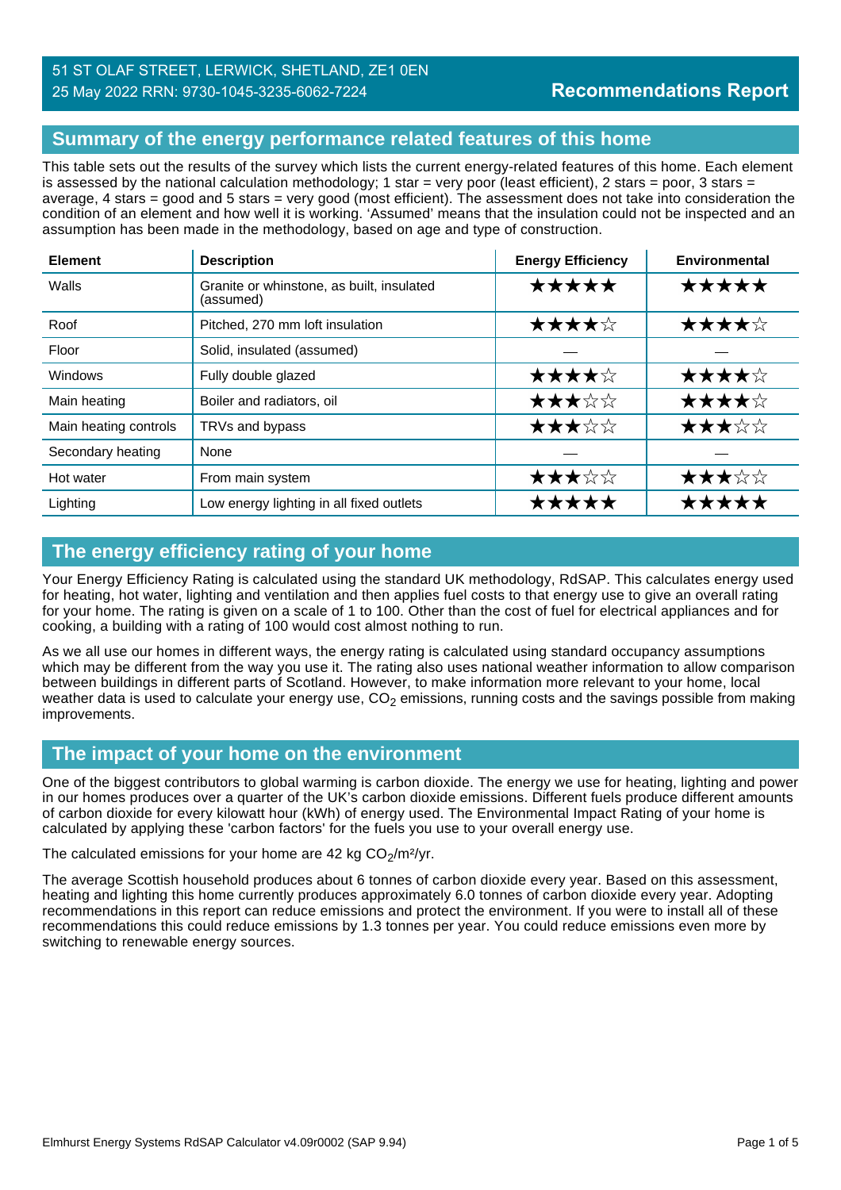51 ST OLAF STREET, LERWICK, SHETLAND, ZE1 0EN
25 May 2022 RRN: 9730-1045-3235-6062-7224

**Recommendations Report**

## Summary of the energy performance related features of this home

This table sets out the results of the survey which lists the current energy-related features of this home. Each element is assessed by the national calculation methodology; 1 star = very poor (least efficient), 2 stars = poor, 3 stars = average, 4 stars = good and 5 stars = very good (most efficient). The assessment does not take into consideration the condition of an element and how well it is working. 'Assumed' means that the insulation could not be inspected and an assumption has been made in the methodology, based on age and type of construction.

| Element | Description | Energy Efficiency | Environmental |
|---|---|---|---|
| Walls | Granite or whinstone, as built, insulated (assumed) | ★★★★★ | ★★★★★ |
| Roof | Pitched, 270 mm loft insulation | ★★★★☆ | ★★★★☆ |
| Floor | Solid, insulated (assumed) | — | — |
| Windows | Fully double glazed | ★★★★☆ | ★★★★☆ |
| Main heating | Boiler and radiators, oil | ★★★☆☆ | ★★★★☆ |
| Main heating controls | TRVs and bypass | ★★★☆☆ | ★★★☆☆ |
| Secondary heating | None | — | — |
| Hot water | From main system | ★★★☆☆ | ★★★☆☆ |
| Lighting | Low energy lighting in all fixed outlets | ★★★★★ | ★★★★★ |

## The energy efficiency rating of your home

Your Energy Efficiency Rating is calculated using the standard UK methodology, RdSAP. This calculates energy used for heating, hot water, lighting and ventilation and then applies fuel costs to that energy use to give an overall rating for your home. The rating is given on a scale of 1 to 100. Other than the cost of fuel for electrical appliances and for cooking, a building with a rating of 100 would cost almost nothing to run.

As we all use our homes in different ways, the energy rating is calculated using standard occupancy assumptions which may be different from the way you use it. The rating also uses national weather information to allow comparison between buildings in different parts of Scotland. However, to make information more relevant to your home, local weather data is used to calculate your energy use, $CO_2$ emissions, running costs and the savings possible from making improvements.

## The impact of your home on the environment

One of the biggest contributors to global warming is carbon dioxide. The energy we use for heating, lighting and power in our homes produces over a quarter of the UK's carbon dioxide emissions. Different fuels produce different amounts of carbon dioxide for every kilowatt hour (kWh) of energy used. The Environmental Impact Rating of your home is calculated by applying these 'carbon factors' for the fuels you use to your overall energy use.

The calculated emissions for your home are 42 kg $CO_2$/m²/yr.

The average Scottish household produces about 6 tonnes of carbon dioxide every year. Based on this assessment, heating and lighting this home currently produces approximately 6.0 tonnes of carbon dioxide every year. Adopting recommendations in this report can reduce emissions and protect the environment. If you were to install all of these recommendations this could reduce emissions by 1.3 tonnes per year. You could reduce emissions even more by switching to renewable energy sources.

Elmhurst Energy Systems RdSAP Calculator v4.09r0002 (SAP 9.94)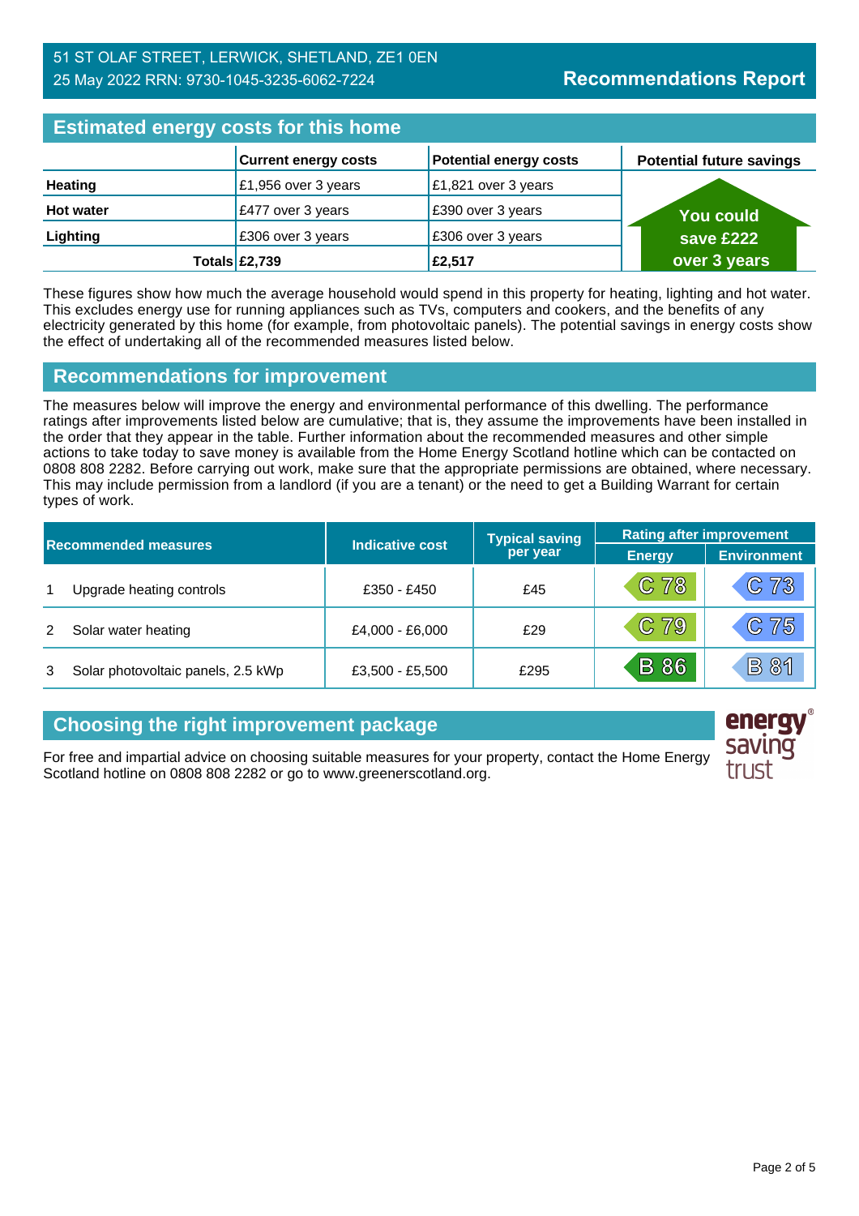51 ST OLAF STREET, LERWICK, SHETLAND, ZE1 0EN
25 May 2022 RRN: 9730-1045-3235-6062-7224

# Recommendations Report

## Estimated energy costs for this home

| | Current energy costs | Potential energy costs | Potential future savings |
|---|---|---|---|
| **Heating** | £1,956 over 3 years | £1,821 over 3 years | **You could save £222 over 3 years** |
| **Hot water** | £477 over 3 years | £390 over 3 years | |
| **Lighting** | £306 over 3 years | £306 over 3 years | |
| **Totals** | **£2,739** | **£2,517** | |

These figures show how much the average household would spend in this property for heating, lighting and hot water. This excludes energy use for running appliances such as TVs, computers and cookers, and the benefits of any electricity generated by this home (for example, from photovoltaic panels). The potential savings in energy costs show the effect of undertaking all of the recommended measures listed below.

## Recommendations for improvement

The measures below will improve the energy and environmental performance of this dwelling. The performance ratings after improvements listed below are cumulative; that is, they assume the improvements have been installed in the order that they appear in the table. Further information about the recommended measures and other simple actions to take today to save money is available from the Home Energy Scotland hotline which can be contacted on 0808 808 2282. Before carrying out work, make sure that the appropriate permissions are obtained, where necessary. This may include permission from a landlord (if you are a tenant) or the need to get a Building Warrant for certain types of work.

| Recommended measures | | Indicative cost | Typical saving per year | Rating after improvement | |
|---|---|---|---|---|---|
| | | | | Energy | Environment |
| 1 | Upgrade heating controls | £350 - £450 | £45 | C 78 | C 73 |
| 2 | Solar water heating | £4,000 - £6,000 | £29 | C 79 | C 75 |
| 3 | Solar photovoltaic panels, 2.5 kWp | £3,500 - £5,500 | £295 | B 86 | B 81 |

## Choosing the right improvement package

For free and impartial advice on choosing suitable measures for your property, contact the Home Energy Scotland hotline on 0808 808 2282 or go to www.greenerscotland.org.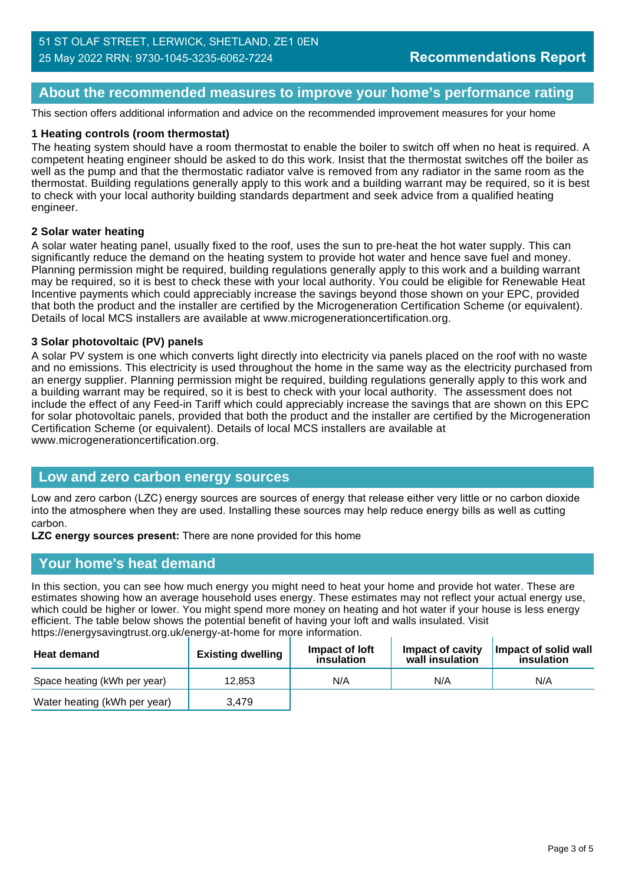51 ST OLAF STREET, LERWICK, SHETLAND, ZE1 0EN
25 May 2022 RRN: 9730-1045-3235-6062-7224

**Recommendations Report**

## About the recommended measures to improve your home's performance rating

This section offers additional information and advice on the recommended improvement measures for your home

### 1 Heating controls (room thermostat)

The heating system should have a room thermostat to enable the boiler to switch off when no heat is required. A competent heating engineer should be asked to do this work. Insist that the thermostat switches off the boiler as well as the pump and that the thermostatic radiator valve is removed from any radiator in the same room as the thermostat. Building regulations generally apply to this work and a building warrant may be required, so it is best to check with your local authority building standards department and seek advice from a qualified heating engineer.

### 2 Solar water heating

A solar water heating panel, usually fixed to the roof, uses the sun to pre-heat the hot water supply. This can significantly reduce the demand on the heating system to provide hot water and hence save fuel and money. Planning permission might be required, building regulations generally apply to this work and a building warrant may be required, so it is best to check these with your local authority. You could be eligible for Renewable Heat Incentive payments which could appreciably increase the savings beyond those shown on your EPC, provided that both the product and the installer are certified by the Microgeneration Certification Scheme (or equivalent). Details of local MCS installers are available at www.microgenerationcertification.org.

### 3 Solar photovoltaic (PV) panels

A solar PV system is one which converts light directly into electricity via panels placed on the roof with no waste and no emissions. This electricity is used throughout the home in the same way as the electricity purchased from an energy supplier. Planning permission might be required, building regulations generally apply to this work and a building warrant may be required, so it is best to check with your local authority. The assessment does not include the effect of any Feed-in Tariff which could appreciably increase the savings that are shown on this EPC for solar photovoltaic panels, provided that both the product and the installer are certified by the Microgeneration Certification Scheme (or equivalent). Details of local MCS installers are available at www.microgenerationcertification.org.

## Low and zero carbon energy sources

Low and zero carbon (LZC) energy sources are sources of energy that release either very little or no carbon dioxide into the atmosphere when they are used. Installing these sources may help reduce energy bills as well as cutting carbon.

**LZC energy sources present:** There are none provided for this home

## Your home's heat demand

In this section, you can see how much energy you might need to heat your home and provide hot water. These are estimates showing how an average household uses energy. These estimates may not reflect your actual energy use, which could be higher or lower. You might spend more money on heating and hot water if your house is less energy efficient. The table below shows the potential benefit of having your loft and walls insulated. Visit https://energysavingtrust.org.uk/energy-at-home for more information.

| Heat demand | Existing dwelling | Impact of loft insulation | Impact of cavity wall insulation | Impact of solid wall insulation |
|---|---|---|---|---|
| Space heating (kWh per year) | 12,853 | N/A | N/A | N/A |
| Water heating (kWh per year) | 3,479 | | | |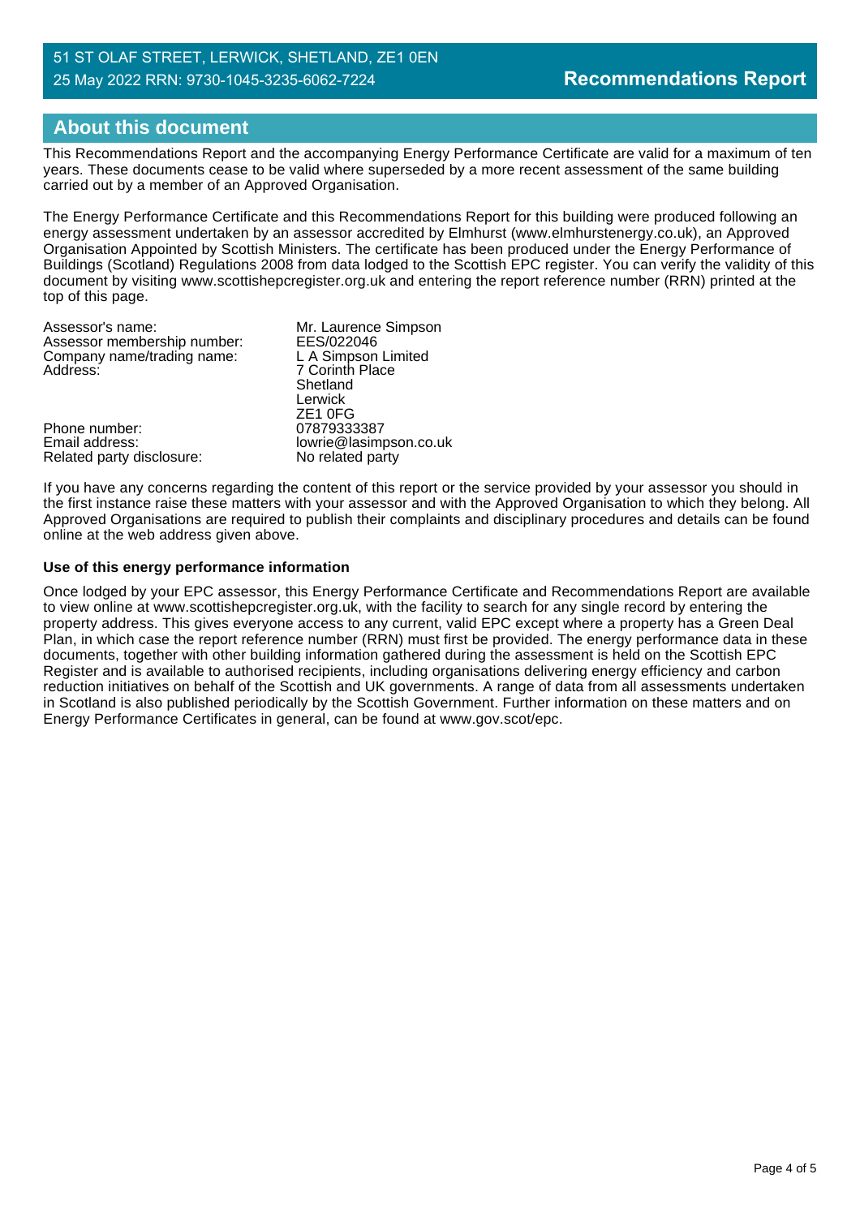## About this document

This Recommendations Report and the accompanying Energy Performance Certificate are valid for a maximum of ten years. These documents cease to be valid where superseded by a more recent assessment of the same building carried out by a member of an Approved Organisation.

The Energy Performance Certificate and this Recommendations Report for this building were produced following an energy assessment undertaken by an assessor accredited by Elmhurst (www.elmhurstenergy.co.uk), an Approved Organisation Appointed by Scottish Ministers. The certificate has been produced under the Energy Performance of Buildings (Scotland) Regulations 2008 from data lodged to the Scottish EPC register. You can verify the validity of this document by visiting www.scottishepcregister.org.uk and entering the report reference number (RRN) printed at the top of this page.

| | |
|---|---|
| Assessor's name: | Mr. Laurence Simpson |
| Assessor membership number: | EES/022046 |
| Company name/trading name: | L A Simpson Limited |
| Address: | 7 Corinth Place<br>Shetland<br>Lerwick<br>ZE1 0FG |
| Phone number: | 07879333387 |
| Email address: | lowrie@lasimpson.co.uk |
| Related party disclosure: | No related party |

If you have any concerns regarding the content of this report or the service provided by your assessor you should in the first instance raise these matters with your assessor and with the Approved Organisation to which they belong. All Approved Organisations are required to publish their complaints and disciplinary procedures and details can be found online at the web address given above.

**Use of this energy performance information**

Once lodged by your EPC assessor, this Energy Performance Certificate and Recommendations Report are available to view online at www.scottishepcregister.org.uk, with the facility to search for any single record by entering the property address. This gives everyone access to any current, valid EPC except where a property has a Green Deal Plan, in which case the report reference number (RRN) must first be provided. The energy performance data in these documents, together with other building information gathered during the assessment is held on the Scottish EPC Register and is available to authorised recipients, including organisations delivering energy efficiency and carbon reduction initiatives on behalf of the Scottish and UK governments. A range of data from all assessments undertaken in Scotland is also published periodically by the Scottish Government. Further information on these matters and on Energy Performance Certificates in general, can be found at www.gov.scot/epc.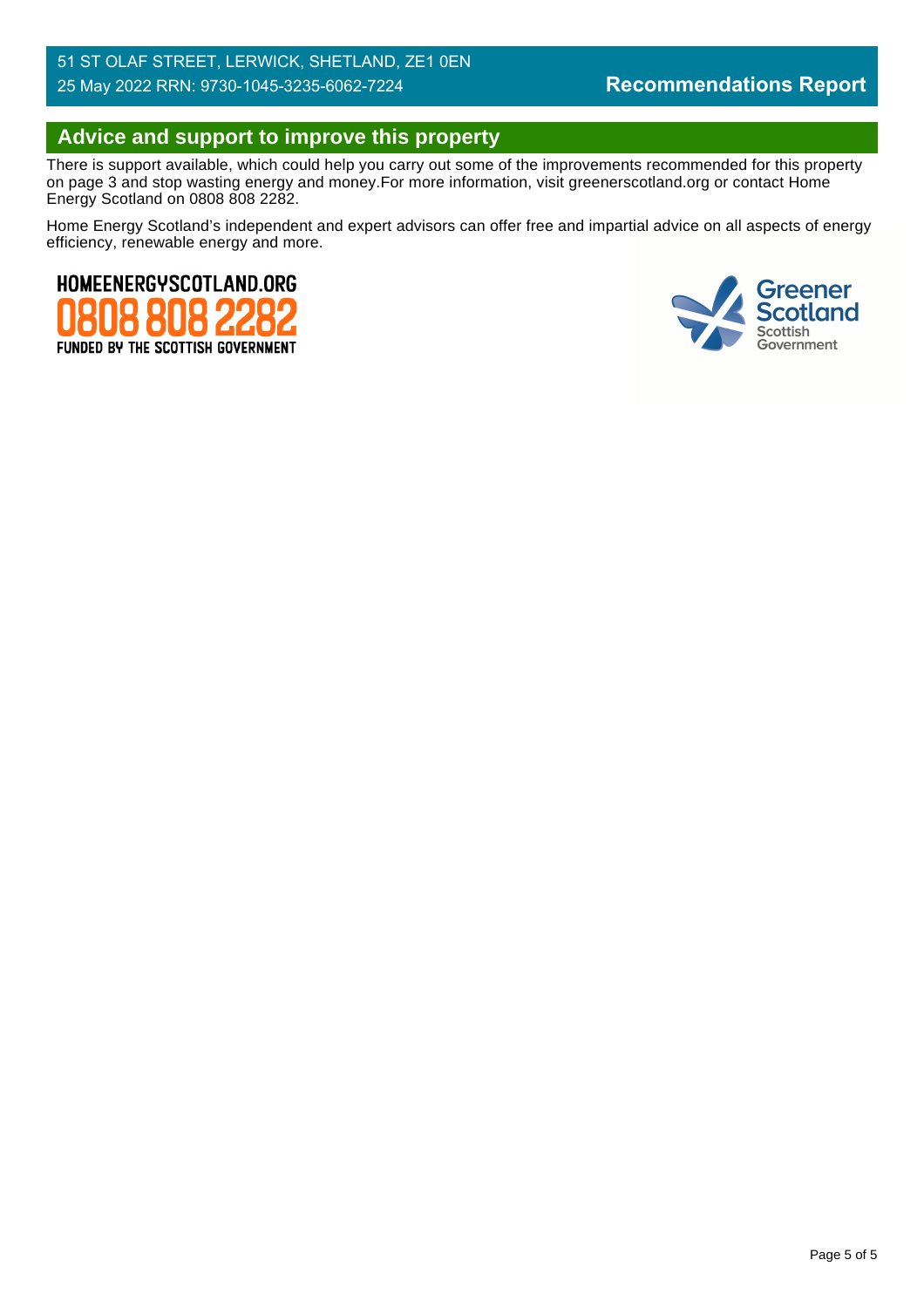## Advice and support to improve this property

There is support available, which could help you carry out some of the improvements recommended for this property on page 3 and stop wasting energy and money.For more information, visit greenerscotland.org or contact Home Energy Scotland on 0808 808 2282.

Home Energy Scotland's independent and expert advisors can offer free and impartial advice on all aspects of energy efficiency, renewable energy and more.

HOMEENERGYSCOTLAND.ORG
0808 808 2282
FUNDED BY THE SCOTTISH GOVERNMENT

Greener Scotland
Scottish Government